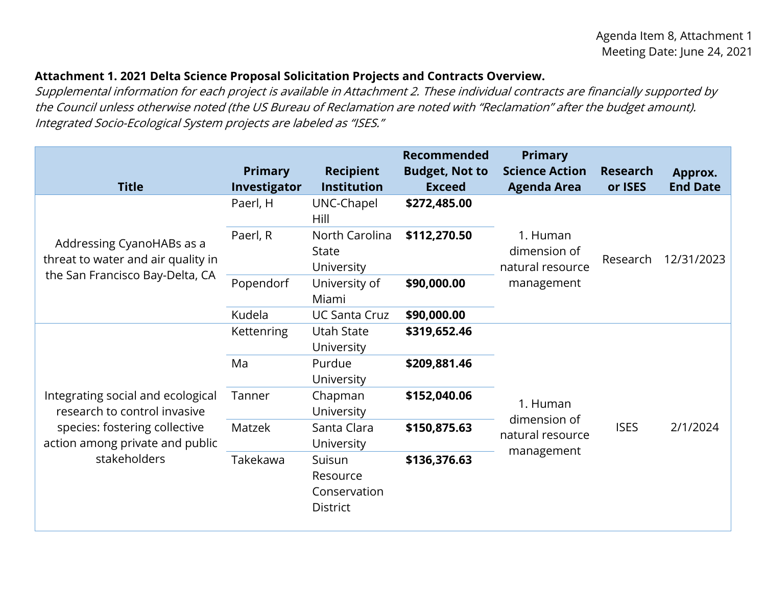Agenda Item 8, Attachment 1
Meeting Date: June 24, 2021

**Attachment 1. 2021 Delta Science Proposal Solicitation Projects and Contracts Overview.**
*Supplemental information for each project is available in Attachment 2. These individual contracts are financially supported by the Council unless otherwise noted (the US Bureau of Reclamation are noted with "Reclamation" after the budget amount). Integrated Socio-Ecological System projects are labeled as "ISES."*

| Title | Primary Investigator | Recipient Institution | Recommended Budget, Not to Exceed | Primary Science Action Agenda Area | Research or ISES | Approx. End Date |
|---|---|---|---|---|---|---|
| Addressing CyanoHABs as a threat to water and air quality in the San Francisco Bay-Delta, CA | Paerl, H | UNC-Chapel Hill | **$272,485.00** | 1. Human dimension of natural resource management | Research | 12/31/2023 |
| | Paerl, R | North Carolina State University | **$112,270.50** | | | |
| | Popendorf | University of Miami | **$90,000.00** | | | |
| | Kudela | UC Santa Cruz | **$90,000.00** | | | |
| Integrating social and ecological research to control invasive species: fostering collective action among private and public stakeholders | Kettenring | Utah State University | **$319,652.46** | 1. Human dimension of natural resource management | ISES | 2/1/2024 |
| | Ma | Purdue University | **$209,881.46** | | | |
| | Tanner | Chapman University | **$152,040.06** | | | |
| | Matzek | Santa Clara University | **$150,875.63** | | | |
| | Takekawa | Suisun Resource Conservation District | **$136,376.63** | | | |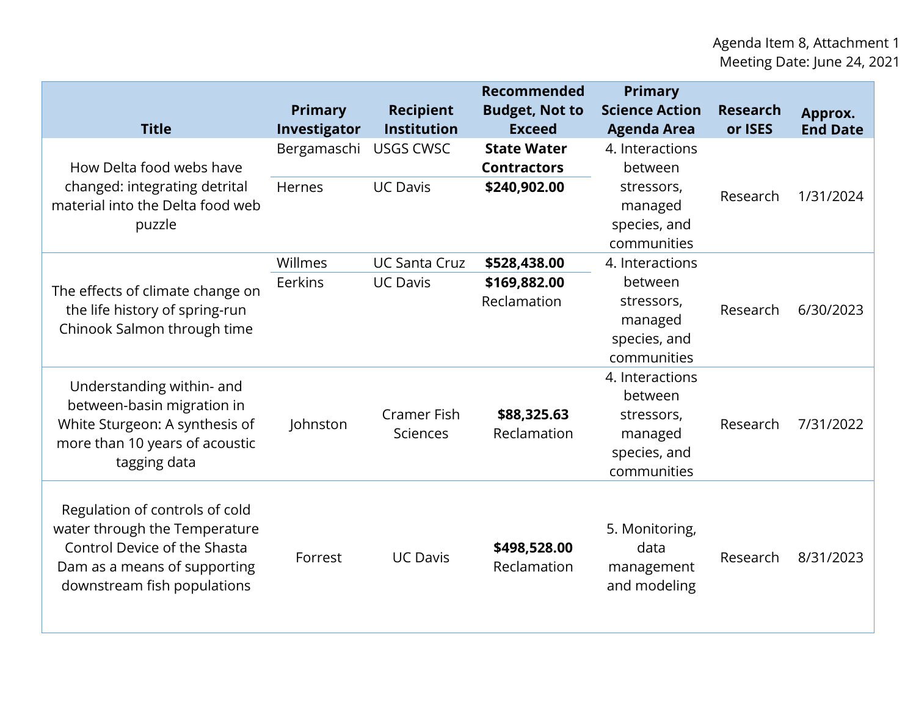Agenda Item 8, Attachment 1
Meeting Date: June 24, 2021

| Title | Primary Investigator | Recipient Institution | Recommended Budget, Not to Exceed | Primary Science Action Agenda Area | Research or ISES | Approx. End Date |
|---|---|---|---|---|---|---|
| How Delta food webs have changed: integrating detrital material into the Delta food web puzzle | Bergamaschi | USGS CWSC | **State Water Contractors** | 4. Interactions between stressors, managed species, and communities | Research | 1/31/2024 |
| | Hernes | UC Davis | **$240,902.00** | | | |
| The effects of climate change on the life history of spring-run Chinook Salmon through time | Willmes | UC Santa Cruz | **$528,438.00** | 4. Interactions between stressors, managed species, and communities | Research | 6/30/2023 |
| | Eerkins | UC Davis | **$169,882.00** Reclamation | | | |
| Understanding within- and between-basin migration in White Sturgeon: A synthesis of more than 10 years of acoustic tagging data | Johnston | Cramer Fish Sciences | **$88,325.63** Reclamation | 4. Interactions between stressors, managed species, and communities | Research | 7/31/2022 |
| Regulation of controls of cold water through the Temperature Control Device of the Shasta Dam as a means of supporting downstream fish populations | Forrest | UC Davis | **$498,528.00** Reclamation | 5. Monitoring, data management and modeling | Research | 8/31/2023 |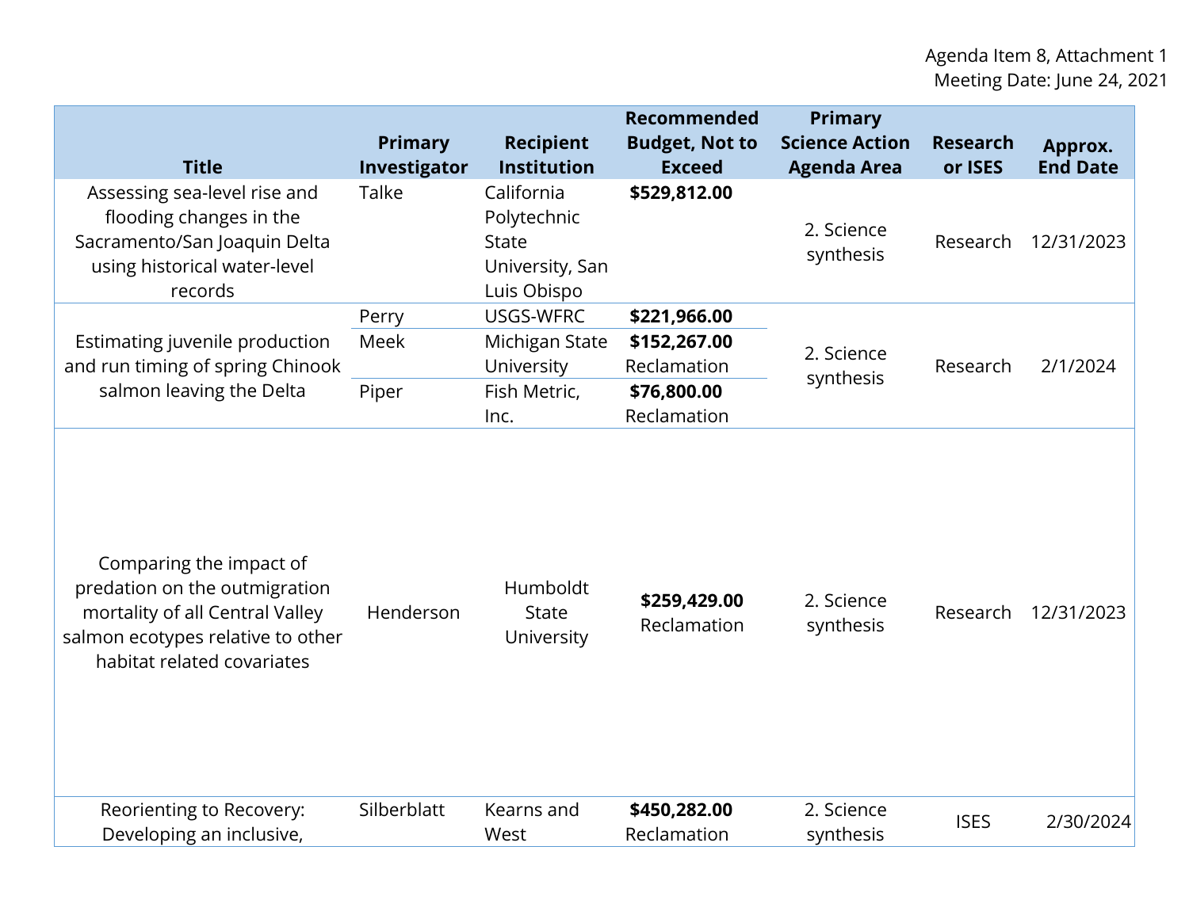Agenda Item 8, Attachment 1
Meeting Date: June 24, 2021

| Title | Primary Investigator | Recipient Institution | Recommended Budget, Not to Exceed | Primary Science Action Agenda Area | Research or ISES | Approx. End Date |
|---|---|---|---|---|---|---|
| Assessing sea-level rise and flooding changes in the Sacramento/San Joaquin Delta using historical water-level records | Talke | California Polytechnic State University, San Luis Obispo | **$529,812.00** | 2. Science synthesis | Research | 12/31/2023 |
| Estimating juvenile production and run timing of spring Chinook salmon leaving the Delta | Perry | USGS-WFRC | **$221,966.00** | 2. Science synthesis | Research | 2/1/2024 |
| | Meek | Michigan State University | **$152,267.00** Reclamation | | | |
| | Piper | Fish Metric, Inc. | **$76,800.00** Reclamation | | | |
| Comparing the impact of predation on the outmigration mortality of all Central Valley salmon ecotypes relative to other habitat related covariates | Henderson | Humboldt State University | **$259,429.00** Reclamation | 2. Science synthesis | Research | 12/31/2023 |
| Reorienting to Recovery: Developing an inclusive, | Silberblatt | Kearns and West | **$450,282.00** Reclamation | 2. Science synthesis | ISES | 2/30/2024 |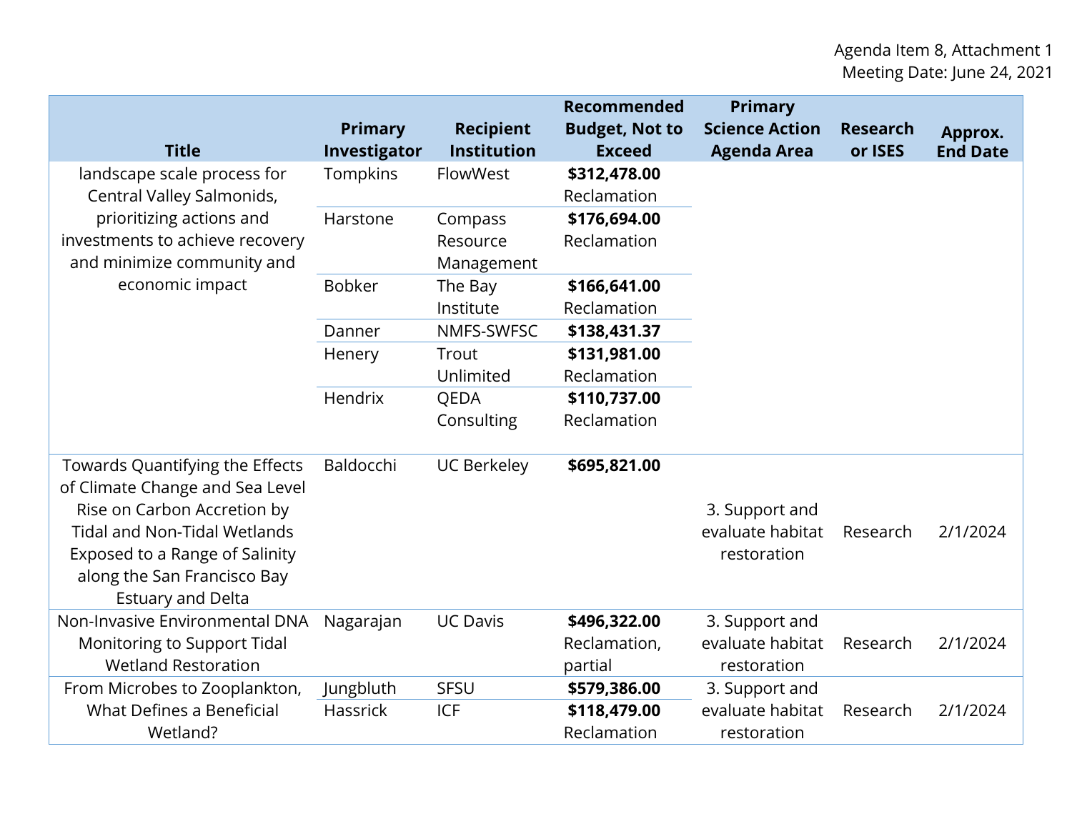| Title | Primary Investigator | Recipient Institution | Recommended Budget, Not to Exceed | Primary Science Action Agenda Area | Research or ISES | Approx. End Date |
|---|---|---|---|---|---|---|
| landscape scale process for Central Valley Salmonids, prioritizing actions and investments to achieve recovery and minimize community and economic impact | Tompkins | FlowWest | **$312,478.00** Reclamation | | | |
| | Harstone | Compass Resource Management | **$176,694.00** Reclamation | | | |
| | Bobker | The Bay Institute | **$166,641.00** Reclamation | | | |
| | Danner | NMFS-SWFSC | **$138,431.37** | | | |
| | Henery | Trout Unlimited | **$131,981.00** Reclamation | | | |
| | Hendrix | QEDA Consulting | **$110,737.00** Reclamation | | | |
| Towards Quantifying the Effects of Climate Change and Sea Level Rise on Carbon Accretion by Tidal and Non-Tidal Wetlands Exposed to a Range of Salinity along the San Francisco Bay Estuary and Delta | Baldocchi | UC Berkeley | **$695,821.00** | 3. Support and evaluate habitat restoration | Research | 2/1/2024 |
| Non-Invasive Environmental DNA Monitoring to Support Tidal Wetland Restoration | Nagarajan | UC Davis | **$496,322.00** Reclamation, partial | 3. Support and evaluate habitat restoration | Research | 2/1/2024 |
| From Microbes to Zooplankton, What Defines a Beneficial Wetland? | Jungbluth | SFSU | **$579,386.00** | 3. Support and evaluate habitat restoration | Research | 2/1/2024 |
| | Hassrick | ICF | **$118,479.00** Reclamation | | | |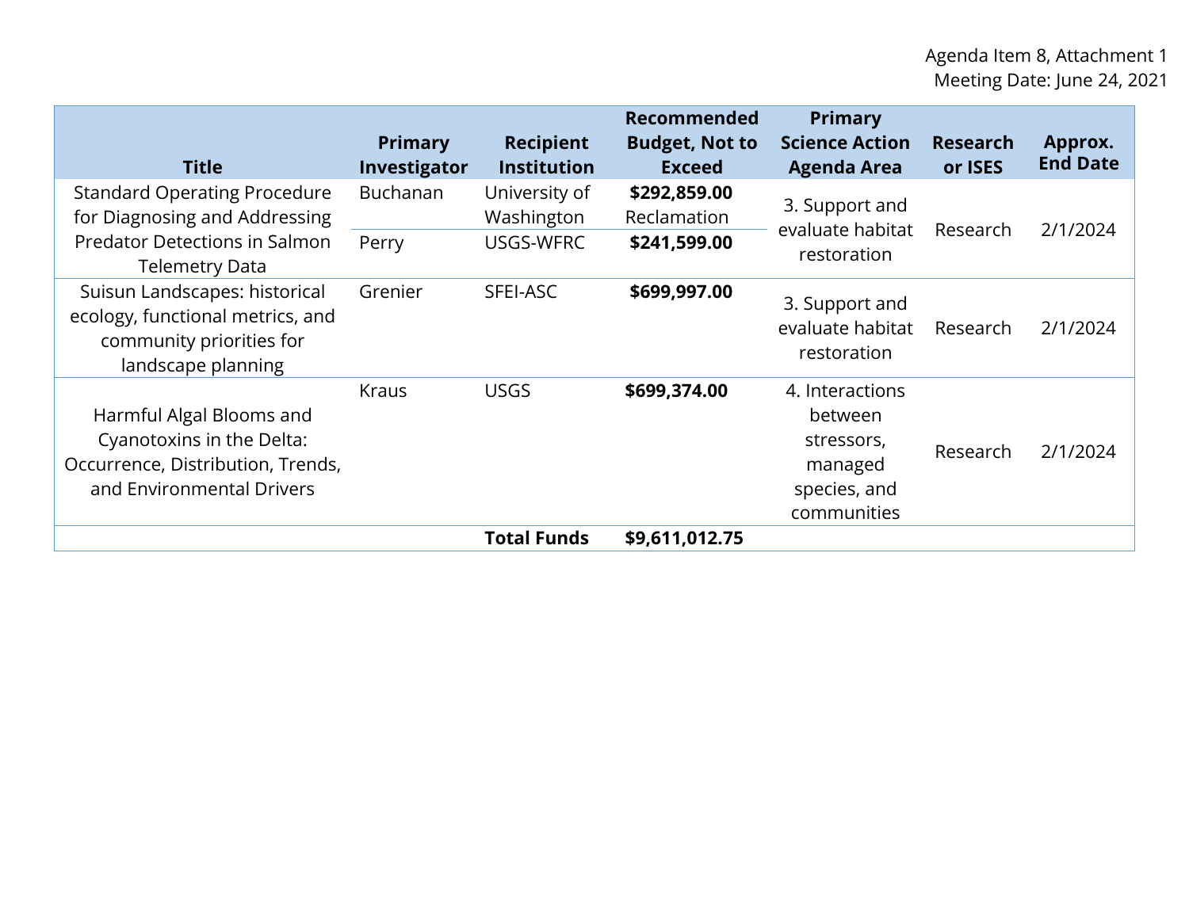Agenda Item 8, Attachment 1
Meeting Date: June 24, 2021

| Title | Primary Investigator | Recipient Institution | Recommended Budget, Not to Exceed | Primary Science Action Agenda Area | Research or ISES | Approx. End Date |
|---|---|---|---|---|---|---|
| Standard Operating Procedure for Diagnosing and Addressing Predator Detections in Salmon Telemetry Data | Buchanan | University of Washington | **$292,859.00** Reclamation | 3. Support and evaluate habitat restoration | Research | 2/1/2024 |
| | Perry | USGS-WFRC | **$241,599.00** | | | |
| Suisun Landscapes: historical ecology, functional metrics, and community priorities for landscape planning | Grenier | SFEI-ASC | **$699,997.00** | 3. Support and evaluate habitat restoration | Research | 2/1/2024 |
| Harmful Algal Blooms and Cyanotoxins in the Delta: Occurrence, Distribution, Trends, and Environmental Drivers | Kraus | USGS | **$699,374.00** | 4. Interactions between stressors, managed species, and communities | Research | 2/1/2024 |
| | | **Total Funds** | **$9,611,012.75** | | | |